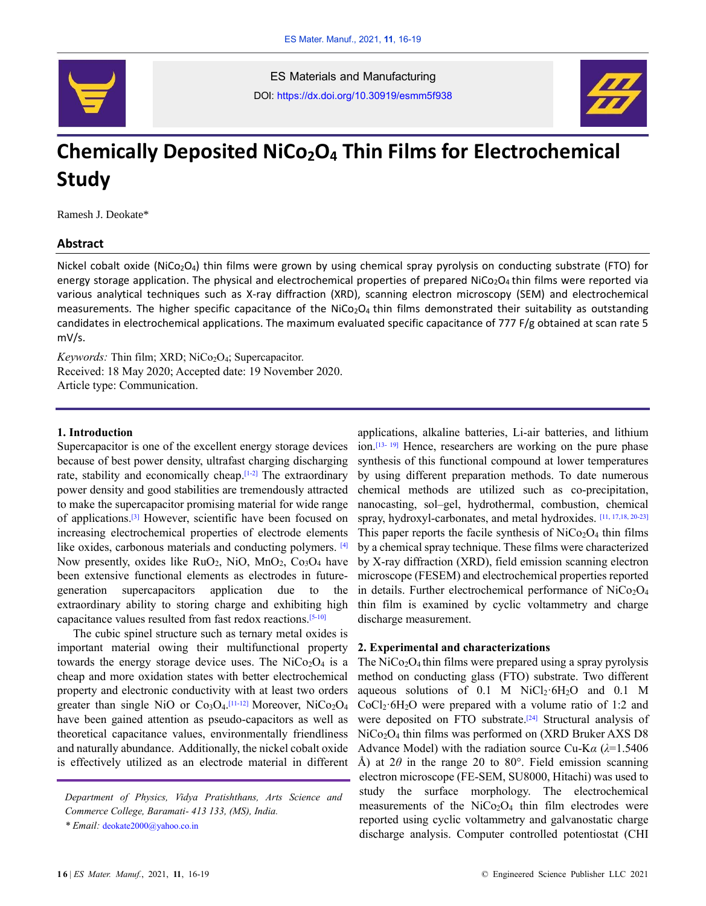ES Materials and Manufacturing

DOI: https://dx.doi.org/10.30919/esmm5f938

# Chemically Deposited $NiCo_2O_4$ Thin Films for Electrochemical Study

Ramesh J. Deokate*

## Abstract

Nickel cobalt oxide ($NiCo_2O_4$) thin films were grown by using chemical spray pyrolysis on conducting substrate (FTO) for energy storage application. The physical and electrochemical properties of prepared $NiCo_2O_4$ thin films were reported via various analytical techniques such as X-ray diffraction (XRD), scanning electron microscopy (SEM) and electrochemical measurements. The higher specific capacitance of the $NiCo_2O_4$ thin films demonstrated their suitability as outstanding candidates in electrochemical applications. The maximum evaluated specific capacitance of 777 F/g obtained at scan rate 5 mV/s.

*Keywords:* Thin film; XRD; $NiCo_2O_4$; Supercapacitor.
Received: 18 May 2020; Accepted date: 19 November 2020.
Article type: Communication.

## 1. Introduction

Supercapacitor is one of the excellent energy storage devices because of best power density, ultrafast charging discharging rate, stability and economically cheap.[1-2] The extraordinary power density and good stabilities are tremendously attracted to make the supercapacitor promising material for wide range of applications.[3] However, scientific have been focused on increasing electrochemical properties of electrode elements like oxides, carbonous materials and conducting polymers. [4] Now presently, oxides like $RuO_2$, NiO, $MnO_2$, $Co_3O_4$ have been extensive functional elements as electrodes in future-generation supercapacitors application due to the extraordinary ability to storing charge and exhibiting high capacitance values resulted from fast redox reactions.[5-10]

The cubic spinel structure such as ternary metal oxides is important material owing their multifunctional property towards the energy storage device uses. The $NiCo_2O_4$ is a cheap and more oxidation states with better electrochemical property and electronic conductivity with at least two orders greater than single NiO or $Co_3O_4$.[11-12] Moreover, $NiCo_2O_4$ have been gained attention as pseudo-capacitors as well as theoretical capacitance values, environmentally friendliness and naturally abundance. Additionally, the nickel cobalt oxide is effectively utilized as an electrode material in different applications, alkaline batteries, Li-air batteries, and lithium ion.[13- 19] Hence, researchers are working on the pure phase synthesis of this functional compound at lower temperatures by using different preparation methods. To date numerous chemical methods are utilized such as co-precipitation, nanocasting, sol–gel, hydrothermal, combustion, chemical spray, hydroxyl-carbonates, and metal hydroxides. [11, 17,18, 20-23] This paper reports the facile synthesis of $NiCo_2O_4$ thin films by a chemical spray technique. These films were characterized by X-ray diffraction (XRD), field emission scanning electron microscope (FESEM) and electrochemical properties reported in details. Further electrochemical performance of $NiCo_2O_4$ thin film is examined by cyclic voltammetry and charge discharge measurement.

## 2. Experimental and characterizations

The $NiCo_2O_4$ thin films were prepared using a spray pyrolysis method on conducting glass (FTO) substrate. Two different aqueous solutions of 0.1 M $NiCl_2{\cdot}6H_2O$ and 0.1 M $CoCl_2{\cdot}6H_2O$ were prepared with a volume ratio of 1:2 and were deposited on FTO substrate.[24] Structural analysis of $NiCo_2O_4$ thin films was performed on (XRD Bruker AXS D8 Advance Model) with the radiation source Cu-K$\alpha$ ($\lambda$=1.5406 Å) at $2\theta$ in the range 20 to 80°. Field emission scanning electron microscope (FE-SEM, SU8000, Hitachi) was used to study the surface morphology. The electrochemical measurements of the $NiCo_2O_4$ thin film electrodes were reported using cyclic voltammetry and galvanostatic charge discharge analysis. Computer controlled potentiostat (CHI

*Department of Physics, Vidya Pratishthans, Arts Science and Commerce College, Baramati- 413 133, (MS), India.*
*\* Email:* deokate2000@yahoo.co.in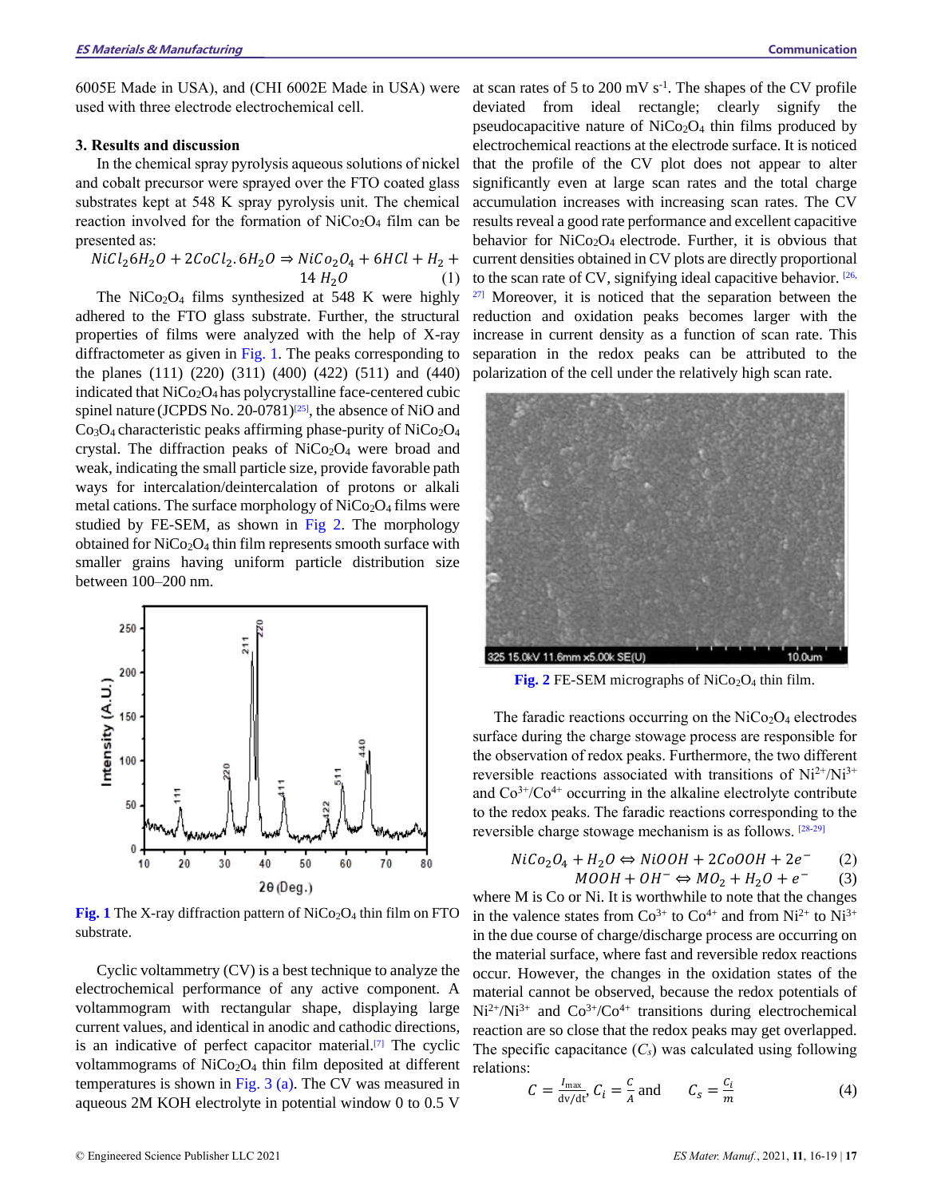6005E Made in USA), and (CHI 6002E Made in USA) were used with three electrode electrochemical cell.

### 3. Results and discussion

In the chemical spray pyrolysis aqueous solutions of nickel and cobalt precursor were sprayed over the FTO coated glass substrates kept at 548 K spray pyrolysis unit. The chemical reaction involved for the formation of $NiCo_2O_4$ film can be presented as:

$$NiCl_2 6H_2O + 2CoCl_2.6H_2O \Rightarrow NiCo_2O_4 + 6HCl + H_2 + 14\,H_2O \quad (1)$$

The $NiCo_2O_4$ films synthesized at 548 K were highly adhered to the FTO glass substrate. Further, the structural properties of films were analyzed with the help of X-ray diffractometer as given in Fig. 1. The peaks corresponding to the planes (111) (220) (311) (400) (422) (511) and (440) indicated that $NiCo_2O_4$ has polycrystalline face-centered cubic spinel nature (JCPDS No. 20-0781)[25], the absence of NiO and $Co_3O_4$ characteristic peaks affirming phase-purity of $NiCo_2O_4$ crystal. The diffraction peaks of $NiCo_2O_4$ were broad and weak, indicating the small particle size, provide favorable path ways for intercalation/deintercalation of protons or alkali metal cations. The surface morphology of $NiCo_2O_4$ films were studied by FE-SEM, as shown in Fig 2. The morphology obtained for $NiCo_2O_4$ thin film represents smooth surface with smaller grains having uniform particle distribution size between 100–200 nm.

**Fig. 1** The X-ray diffraction pattern of $NiCo_2O_4$ thin film on FTO substrate.

Cyclic voltammetry (CV) is a best technique to analyze the electrochemical performance of any active component. A voltammogram with rectangular shape, displaying large current values, and identical in anodic and cathodic directions, is an indicative of perfect capacitor material.[7] The cyclic voltammograms of $NiCo_2O_4$ thin film deposited at different temperatures is shown in Fig. 3 (a). The CV was measured in aqueous 2M KOH electrolyte in potential window 0 to 0.5 V at scan rates of 5 to 200 mV $s^{-1}$. The shapes of the CV profile deviated from ideal rectangle; clearly signify the pseudocapacitive nature of $NiCo_2O_4$ thin films produced by electrochemical reactions at the electrode surface. It is noticed that the profile of the CV plot does not appear to alter significantly even at large scan rates and the total charge accumulation increases with increasing scan rates. The CV results reveal a good rate performance and excellent capacitive behavior for $NiCo_2O_4$ electrode. Further, it is obvious that current densities obtained in CV plots are directly proportional to the scan rate of CV, signifying ideal capacitive behavior. [26, 27] Moreover, it is noticed that the separation between the reduction and oxidation peaks becomes larger with the increase in current density as a function of scan rate. This separation in the redox peaks can be attributed to the polarization of the cell under the relatively high scan rate.

**Fig. 2** FE-SEM micrographs of $NiCo_2O_4$ thin film.

The faradic reactions occurring on the $NiCo_2O_4$ electrodes surface during the charge stowage process are responsible for the observation of redox peaks. Furthermore, the two different reversible reactions associated with transitions of $Ni^{2+}/Ni^{3+}$ and $Co^{3+}/Co^{4+}$ occurring in the alkaline electrolyte contribute to the redox peaks. The faradic reactions corresponding to the reversible charge stowage mechanism is as follows. [28-29]

$$NiCo_2O_4 + H_2O \Leftrightarrow NiOOH + 2CoOOH + 2e^- \quad (2)$$

$$MOOH + OH^- \Leftrightarrow MO_2 + H_2O + e^- \quad (3)$$

where M is Co or Ni. It is worthwhile to note that the changes in the valence states from $Co^{3+}$ to $Co^{4+}$ and from $Ni^{2+}$ to $Ni^{3+}$ in the due course of charge/discharge process are occurring on the material surface, where fast and reversible redox reactions occur. However, the changes in the oxidation states of the material cannot be observed, because the redox potentials of $Ni^{2+}/Ni^{3+}$ and $Co^{3+}/Co^{4+}$ transitions during electrochemical reaction are so close that the redox peaks may get overlapped. The specific capacitance ($C_s$) was calculated using following relations:

$$C = \frac{I_{\max}}{dv/dt},\; C_i = \frac{C}{A} \text{ and } \quad C_s = \frac{C_i}{m} \quad (4)$$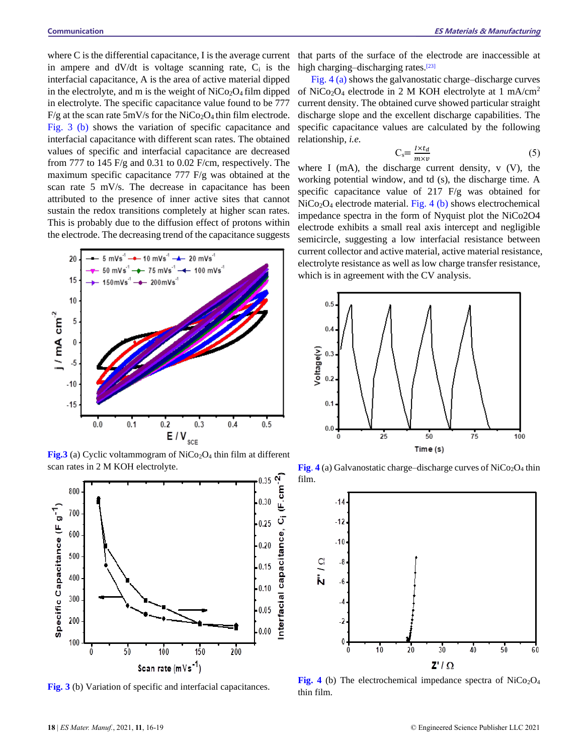where C is the differential capacitance, I is the average current in ampere and dV/dt is voltage scanning rate, $C_i$ is the interfacial capacitance, A is the area of active material dipped in the electrolyte, and m is the weight of $NiCo_2O_4$ film dipped in electrolyte. The specific capacitance value found to be 777 F/g at the scan rate 5mV/s for the $NiCo_2O_4$ thin film electrode. Fig. 3 (b) shows the variation of specific capacitance and interfacial capacitance with different scan rates. The obtained values of specific and interfacial capacitance are decreased from 777 to 145 F/g and 0.31 to 0.02 F/cm, respectively. The maximum specific capacitance 777 F/g was obtained at the scan rate 5 mV/s. The decrease in capacitance has been attributed to the presence of inner active sites that cannot sustain the redox transitions completely at higher scan rates. This is probably due to the diffusion effect of protons within the electrode. The decreasing trend of the capacitance suggests that parts of the surface of the electrode are inaccessible at high charging–discharging rates.[23]

**Fig.3** (a) Cyclic voltammogram of $NiCo_2O_4$ thin film at different scan rates in 2 M KOH electrolyte.

**Fig. 3** (b) Variation of specific and interfacial capacitances.

Fig. 4 (a) shows the galvanostatic charge–discharge curves of $NiCo_2O_4$ electrode in 2 M KOH electrolyte at 1 $mA/cm^2$ current density. The obtained curve showed particular straight discharge slope and the excellent discharge capabilities. The specific capacitance values are calculated by the following relationship, *i.e.*

$$C_s = \frac{I \times t_d}{m \times v} \tag{5}$$

where I (mA), the discharge current density, v (V), the working potential window, and td (s), the discharge time. A specific capacitance value of 217 F/g was obtained for $NiCo_2O_4$ electrode material. Fig. 4 (b) shows electrochemical impedance spectra in the form of Nyquist plot the NiCo2O4 electrode exhibits a small real axis intercept and negligible semicircle, suggesting a low interfacial resistance between current collector and active material, active material resistance, electrolyte resistance as well as low charge transfer resistance, which is in agreement with the CV analysis.

**Fig. 4** (a) Galvanostatic charge–discharge curves of $NiCo_2O_4$ thin film.

**Fig. 4** (b) The electrochemical impedance spectra of $NiCo_2O_4$ thin film.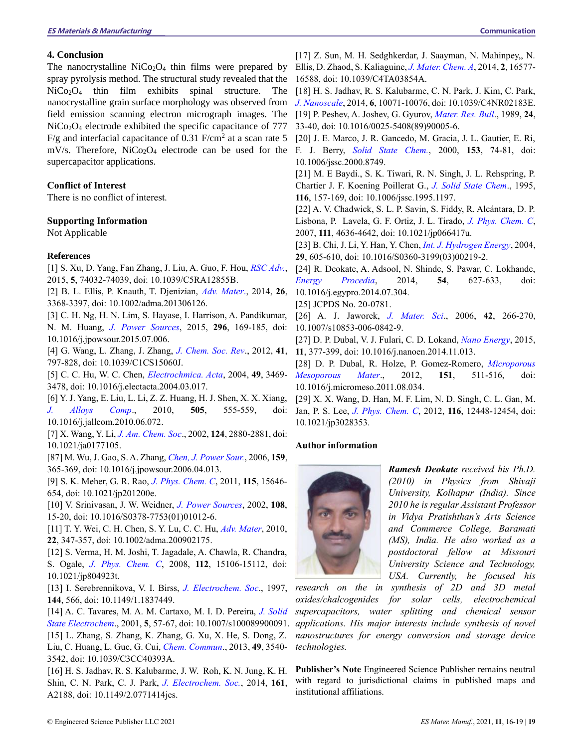## 4. Conclusion

The nanocrystalline $NiCo_2O_4$ thin films were prepared by spray pyrolysis method. The structural study revealed that the $NiCo_2O_4$ thin film exhibits spinal structure. The nanocrystalline grain surface morphology was observed from field emission scanning electron micrograph images. The $NiCo_2O_4$ electrode exhibited the specific capacitance of 777 F/g and interfacial capacitance of 0.31 F/cm$^2$ at a scan rate 5 mV/s. Therefore, $NiCo_2O_4$ electrode can be used for the supercapacitor applications.

## Conflict of Interest

There is no conflict of interest.

## Supporting Information

Not Applicable

## References

[1] S. Xu, D. Yang, Fan Zhang, J. Liu, A. Guo, F. Hou, *RSC Adv.*, 2015, **5**, 74032-74039, doi: 10.1039/C5RA12855B.

[2] B. L. Ellis, P. Knauth, T. Djenizian, *Adv. Mater*., 2014, **26**, 3368-3397, doi: 10.1002/adma.201306126.

[3] C. H. Ng, H. N. Lim, S. Hayase, I. Harrison, A. Pandikumar, N. M. Huang, *J. Power Sources*, 2015, **296**, 169-185, doi: 10.1016/j.jpowsour.2015.07.006.

[4] G. Wang, L. Zhang, J. Zhang, *J. Chem. Soc. Rev*., 2012, **41**, 797-828, doi: 10.1039/C1CS15060J.

[5] C. C. Hu, W. C. Chen, *Electrochmica. Acta*, 2004, **49**, 3469-3478, doi: 10.1016/j.electacta.2004.03.017.

[6] Y. J. Yang, E. Liu, L. Li, Z. Z. Huang, H. J. Shen, X. X. Xiang, *J. Alloys Comp*., 2010, **505**, 555-559, doi: 10.1016/j.jallcom.2010.06.072.

[7] X. Wang, Y. Li, *J. Am. Chem. Soc*., 2002, **124**, 2880-2881, doi: 10.1021/ja0177105.

[87] M. Wu, J. Gao, S. A. Zhang, *Chen, J. Power Sour.*, 2006, **159**, 365-369, doi: 10.1016/j.jpowsour.2006.04.013.

[9] S. K. Meher, G. R. Rao, *J. Phys. Chem. C*, 2011, **115**, 15646-654, doi: 10.1021/jp201200e.

[10] V. Srinivasan, J. W. Weidner, *J. Power Sources*, 2002, **108**, 15-20, doi: 10.1016/S0378-7753(01)01012-6.

[11] T. Y. Wei, C. H. Chen, S. Y. Lu, C. C. Hu, *Adv. Mater*, 2010, **22**, 347-357, doi: 10.1002/adma.200902175.

[12] S. Verma, H. M. Joshi, T. Jagadale, A. Chawla, R. Chandra, S. Ogale, *J. Phys. Chem. C*, 2008, **112**, 15106-15112, doi: 10.1021/jp804923t.

[13] I. Serebrennikova, V. I. Birss, *J. Electrochem. Soc*., 1997, **144**, 566, doi: 10.1149/1.1837449.

[14] A. C. Tavares, M. A. M. Cartaxo, M. I. D. Pereira, *J. Solid State Electrochem*., 2001, **5**, 57-67, doi: 10.1007/s100089900091.

[15] L. Zhang, S. Zhang, K. Zhang, G. Xu, X. He, S. Dong, Z. Liu, C. Huang, L. Guc, G. Cui, *Chem. Commun*., 2013, **49**, 3540-3542, doi: 10.1039/C3CC40393A.

[16] H. S. Jadhav, R. S. Kalubarme, J. W. Roh, K. N. Jung, K. H. Shin, C. N. Park, C. J. Park, *J. Electrochem. Soc.*, 2014, **161**, A2188, doi: 10.1149/2.0771414jes.

[17] Z. Sun, M. H. Sedghkerdar, J. Saayman, N. Mahinpey,, N. Ellis, D. Zhaod, S. Kaliaguine, *J. Mater. Chem. A*, 2014, **2**, 16577-16588, doi: 10.1039/C4TA03854A.

[18] H. S. Jadhav, R. S. Kalubarme, C. N. Park, J. Kim, C. Park, *J. Nanoscale*, 2014, **6**, 10071-10076, doi: 10.1039/C4NR02183E.

[19] P. Peshev, A. Joshev, G. Gyurov, *Mater. Res. Bull*., 1989, **24**, 33-40, doi: 10.1016/0025-5408(89)90005-6.

[20] J. E. Marco, J. R. Gancedo, M. Gracia, J. L. Gautier, E. Ri, F. J. Berry, *Solid State Chem.*, 2000, **153**, 74-81, doi: 10.1006/jssc.2000.8749.

[21] M. E Baydi., S. K. Tiwari, R. N. Singh, J. L. Rehspring, P. Chartier J. F. Koening Poillerat G., *J. Solid State Chem*., 1995, **116**, 157-169, doi: 10.1006/jssc.1995.1197.

[22] A. V. Chadwick, S. L. P. Savin, S. Fiddy, R. Alcántara, D. P. Lisbona, P. Lavela, G. F. Ortiz, J. L. Tirado, *J. Phys. Chem. C*, 2007, **111**, 4636-4642, doi: 10.1021/jp066417u.

[23] B. Chi, J. Li, Y. Han, Y. Chen, *Int. J. Hydrogen Energy*, 2004, **29**, 605-610, doi: 10.1016/S0360-3199(03)00219-2.

[24] R. Deokate, A. Adsool, N. Shinde, S. Pawar, C. Lokhande, *Energy Procedia*, 2014, **54**, 627-633, doi: 10.1016/j.egypro.2014.07.304.

[25] JCPDS No. 20-0781.

[26] A. J. Jaworek, *J. Mater. Sci*., 2006, **42**, 266-270, 10.1007/s10853-006-0842-9.

[27] D. P. Dubal, V. J. Fulari, C. D. Lokand, *Nano Energy*, 2015, **11**, 377-399, doi: 10.1016/j.nanoen.2014.11.013.

[28] D. P. Dubal, R. Holze, P. Gomez-Romero, *Microporous Mesoporous Mater*., 2012, **151**, 511-516, doi: 10.1016/j.micromeso.2011.08.034.

[29] X. X. Wang, D. Han, M. F. Lim, N. D. Singh, C. L. Gan, M. Jan, P. S. Lee, *J. Phys. Chem. C*, 2012, **116**, 12448-12454, doi: 10.1021/jp3028353.

## Author information

***Ramesh Deokate*** *received his Ph.D. (2010) in Physics from Shivaji University, Kolhapur (India). Since 2010 he is regular Assistant Professor in Vidya Pratishthan's Arts Science and Commerce College, Baramati (MS), India. He also worked as a postdoctoral fellow at Missouri University Science and Technology, USA. Currently, he focused his research on the in synthesis of 2D and 3D metal oxides/chalcogenides for solar cells, electrochemical supercapacitors, water splitting and chemical sensor applications. His major interests include synthesis of novel nanostructures for energy conversion and storage device technologies.*

**Publisher's Note** Engineered Science Publisher remains neutral with regard to jurisdictional claims in published maps and institutional affiliations.